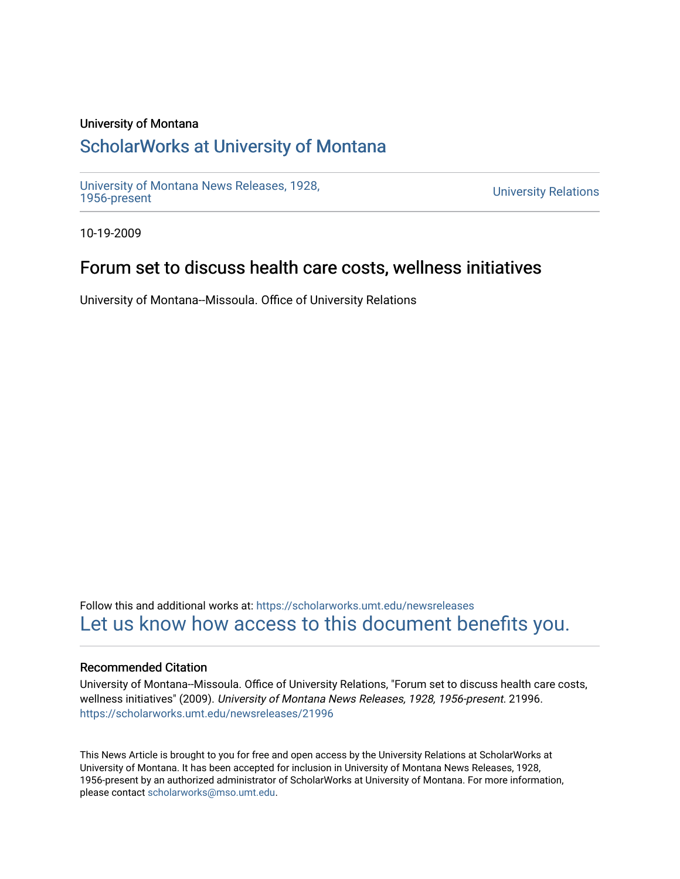University of Montana

# ScholarWorks at University of Montana

University of Montana News Releases, 1928, 1956-present

University Relations

10-19-2009

## Forum set to discuss health care costs, wellness initiatives

University of Montana--Missoula. Office of University Relations

Follow this and additional works at: https://scholarworks.umt.edu/newsreleases

Let us know how access to this document benefits you.

### Recommended Citation

University of Montana--Missoula. Office of University Relations, "Forum set to discuss health care costs, wellness initiatives" (2009). *University of Montana News Releases, 1928, 1956-present*. 21996. https://scholarworks.umt.edu/newsreleases/21996

This News Article is brought to you for free and open access by the University Relations at ScholarWorks at University of Montana. It has been accepted for inclusion in University of Montana News Releases, 1928, 1956-present by an authorized administrator of ScholarWorks at University of Montana. For more information, please contact scholarworks@mso.umt.edu.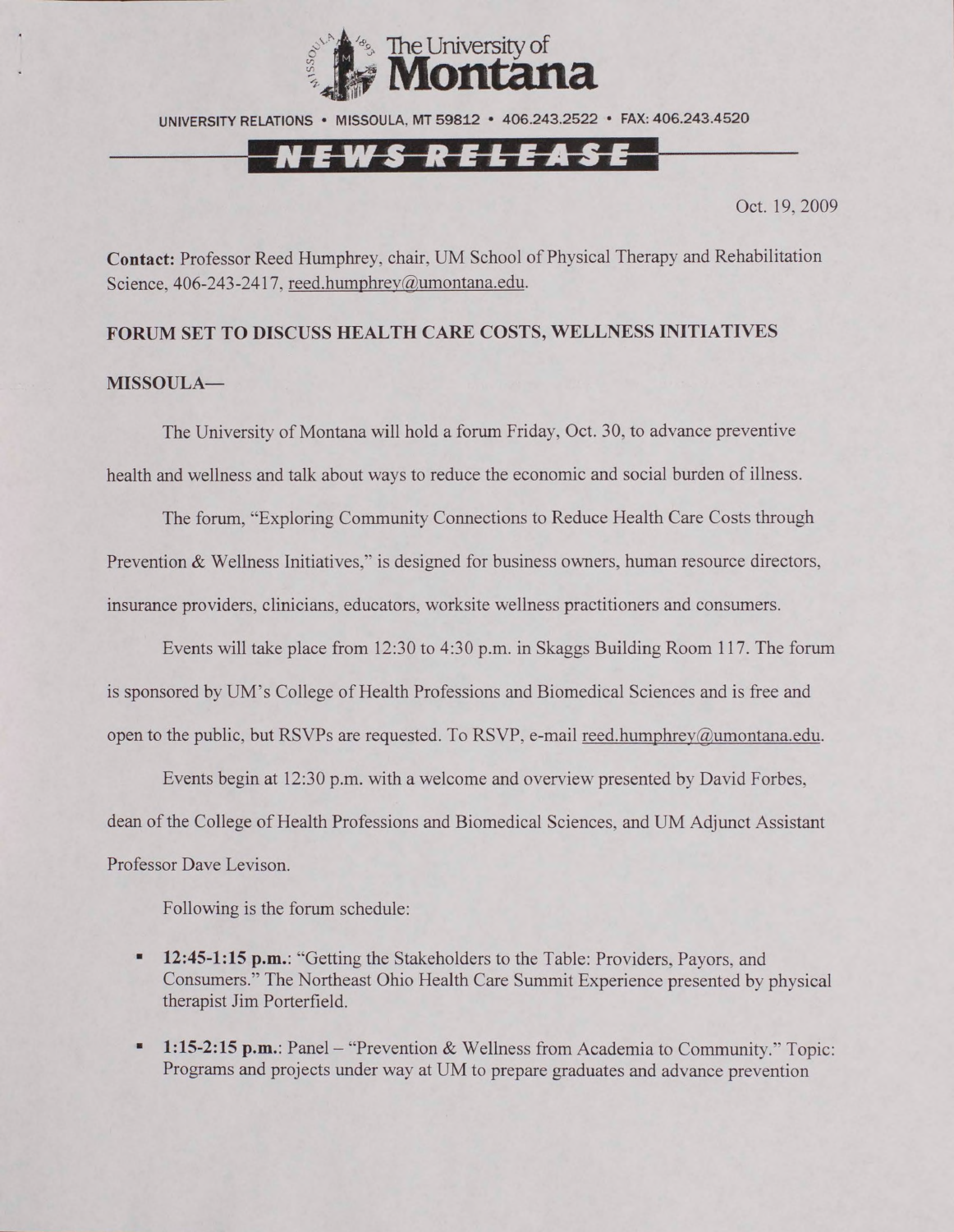The University of Montana

UNIVERSITY RELATIONS • MISSOULA, MT 59812 • 406.243.2522 • FAX: 406.243.4520

NEWS RELEASE

Oct. 19, 2009

**Contact:** Professor Reed Humphrey, chair, UM School of Physical Therapy and Rehabilitation Science, 406-243-2417, reed.humphrey@umontana.edu.

**FORUM SET TO DISCUSS HEALTH CARE COSTS, WELLNESS INITIATIVES**

**MISSOULA—**

The University of Montana will hold a forum Friday, Oct. 30, to advance preventive health and wellness and talk about ways to reduce the economic and social burden of illness.

The forum, "Exploring Community Connections to Reduce Health Care Costs through Prevention & Wellness Initiatives," is designed for business owners, human resource directors, insurance providers, clinicians, educators, worksite wellness practitioners and consumers.

Events will take place from 12:30 to 4:30 p.m. in Skaggs Building Room 117. The forum is sponsored by UM's College of Health Professions and Biomedical Sciences and is free and open to the public, but RSVPs are requested. To RSVP, e-mail reed.humphrey@umontana.edu.

Events begin at 12:30 p.m. with a welcome and overview presented by David Forbes, dean of the College of Health Professions and Biomedical Sciences, and UM Adjunct Assistant Professor Dave Levison.

Following is the forum schedule:

- **12:45-1:15 p.m.**: "Getting the Stakeholders to the Table: Providers, Payors, and Consumers." The Northeast Ohio Health Care Summit Experience presented by physical therapist Jim Porterfield.
- **1:15-2:15 p.m.**: Panel – "Prevention & Wellness from Academia to Community." Topic: Programs and projects under way at UM to prepare graduates and advance prevention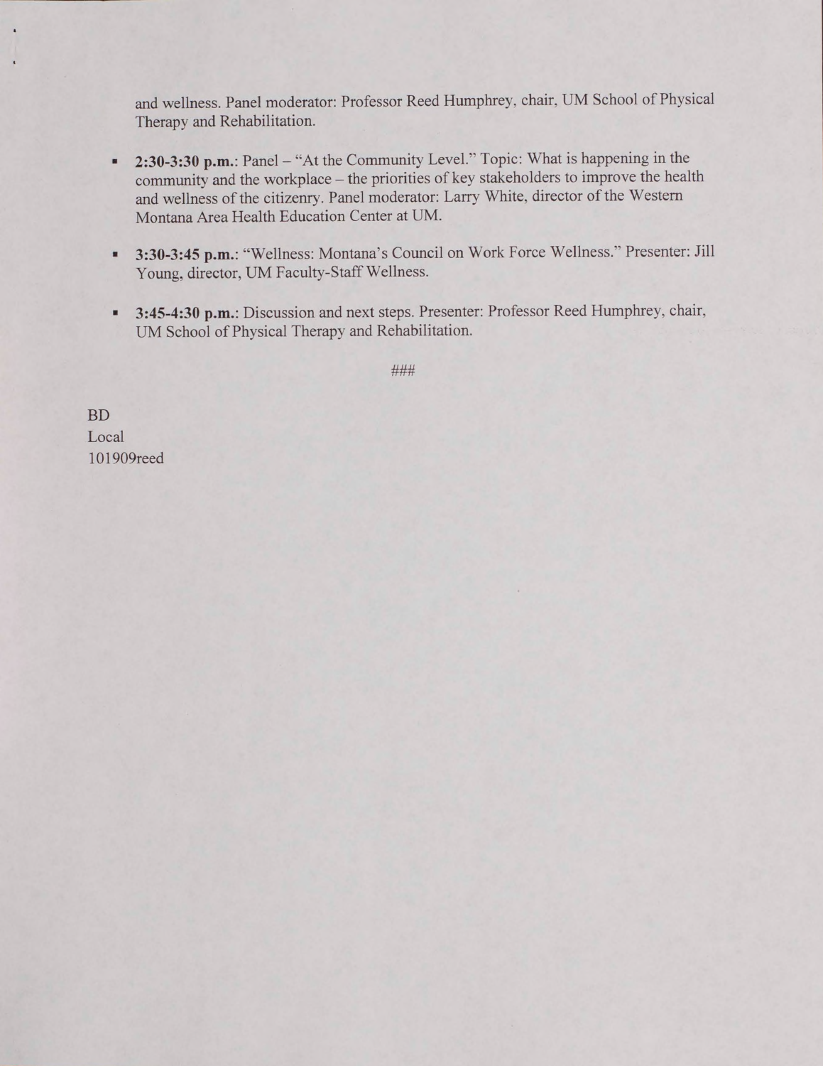and wellness. Panel moderator: Professor Reed Humphrey, chair, UM School of Physical Therapy and Rehabilitation.

- **2:30-3:30 p.m.**: Panel – "At the Community Level." Topic: What is happening in the community and the workplace – the priorities of key stakeholders to improve the health and wellness of the citizenry. Panel moderator: Larry White, director of the Western Montana Area Health Education Center at UM.

- **3:30-3:45 p.m.**: "Wellness: Montana's Council on Work Force Wellness." Presenter: Jill Young, director, UM Faculty-Staff Wellness.

- **3:45-4:30 p.m.**: Discussion and next steps. Presenter: Professor Reed Humphrey, chair, UM School of Physical Therapy and Rehabilitation.

###

BD
Local
101909reed